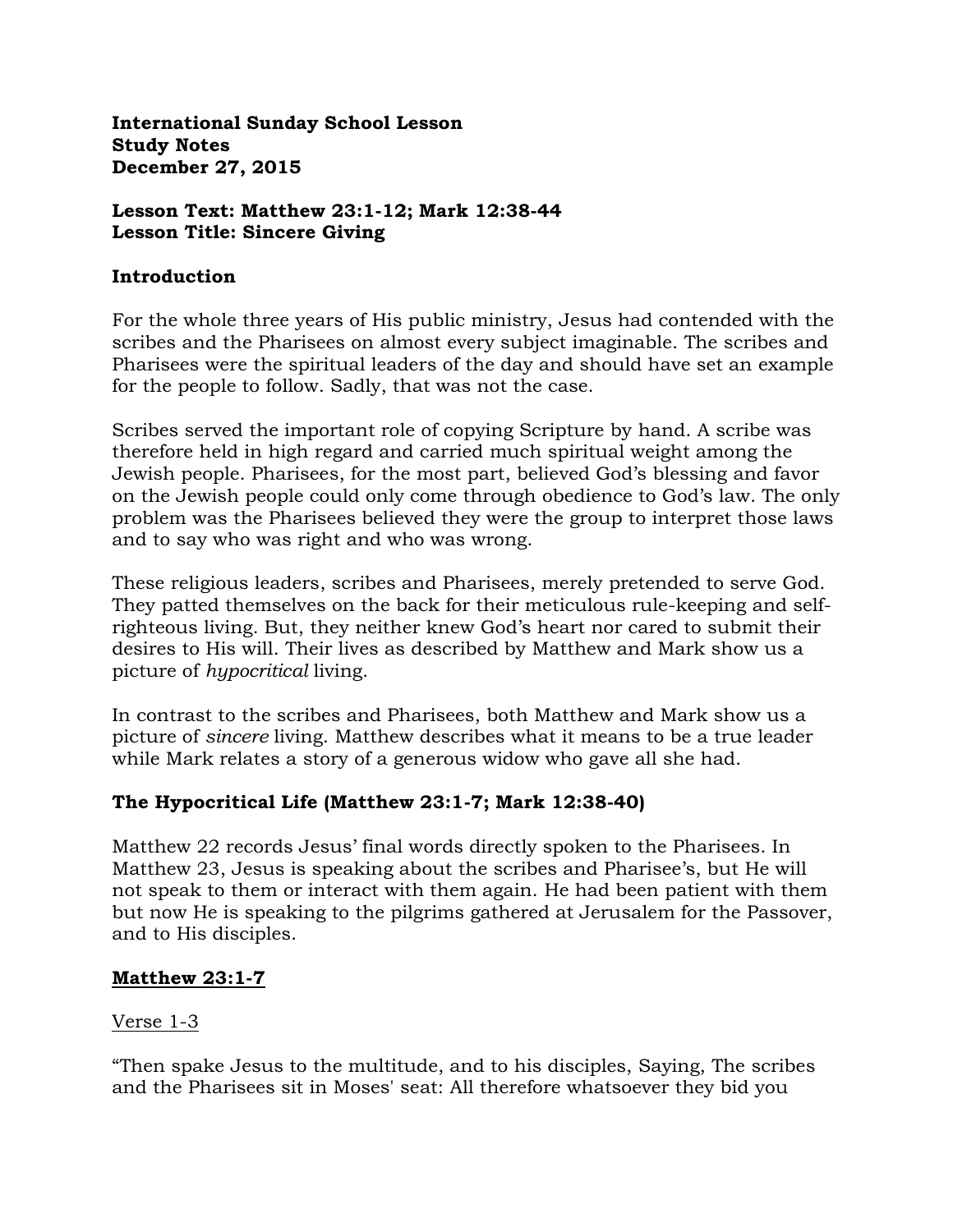**International Sunday School Lesson**
**Study Notes**
**December 27, 2015**

**Lesson Text: Matthew 23:1-12; Mark 12:38-44**
**Lesson Title: Sincere Giving**

## Introduction

For the whole three years of His public ministry, Jesus had contended with the scribes and the Pharisees on almost every subject imaginable. The scribes and Pharisees were the spiritual leaders of the day and should have set an example for the people to follow. Sadly, that was not the case.

Scribes served the important role of copying Scripture by hand. A scribe was therefore held in high regard and carried much spiritual weight among the Jewish people. Pharisees, for the most part, believed God's blessing and favor on the Jewish people could only come through obedience to God's law. The only problem was the Pharisees believed they were the group to interpret those laws and to say who was right and who was wrong.

These religious leaders, scribes and Pharisees, merely pretended to serve God. They patted themselves on the back for their meticulous rule-keeping and self-righteous living. But, they neither knew God's heart nor cared to submit their desires to His will. Their lives as described by Matthew and Mark show us a picture of *hypocritical* living.

In contrast to the scribes and Pharisees, both Matthew and Mark show us a picture of *sincere* living. Matthew describes what it means to be a true leader while Mark relates a story of a generous widow who gave all she had.

## The Hypocritical Life (Matthew 23:1-7; Mark 12:38-40)

Matthew 22 records Jesus' final words directly spoken to the Pharisees. In Matthew 23, Jesus is speaking about the scribes and Pharisee's, but He will not speak to them or interact with them again. He had been patient with them but now He is speaking to the pilgrims gathered at Jerusalem for the Passover, and to His disciples.

### <u>Matthew 23:1-7</u>

<u>Verse 1-3</u>

"Then spake Jesus to the multitude, and to his disciples, Saying, The scribes and the Pharisees sit in Moses' seat: All therefore whatsoever they bid you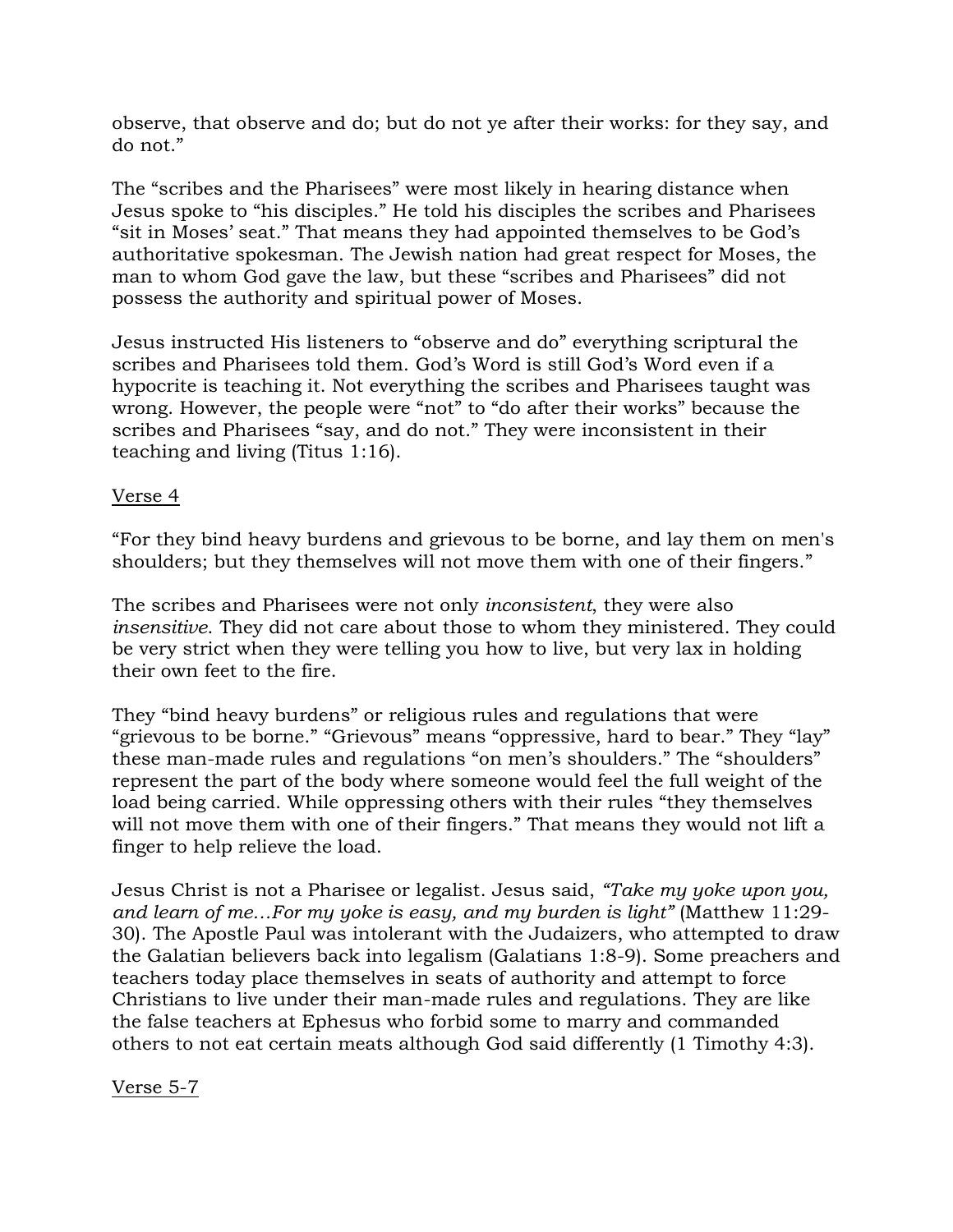observe, that observe and do; but do not ye after their works: for they say, and do not."

The "scribes and the Pharisees" were most likely in hearing distance when Jesus spoke to "his disciples." He told his disciples the scribes and Pharisees "sit in Moses' seat." That means they had appointed themselves to be God's authoritative spokesman. The Jewish nation had great respect for Moses, the man to whom God gave the law, but these "scribes and Pharisees" did not possess the authority and spiritual power of Moses.

Jesus instructed His listeners to "observe and do" everything scriptural the scribes and Pharisees told them. God's Word is still God's Word even if a hypocrite is teaching it. Not everything the scribes and Pharisees taught was wrong. However, the people were "not" to "do after their works" because the scribes and Pharisees "say, and do not." They were inconsistent in their teaching and living (Titus 1:16).

<u>Verse 4</u>

"For they bind heavy burdens and grievous to be borne, and lay them on men's shoulders; but they themselves will not move them with one of their fingers."

The scribes and Pharisees were not only *inconsistent*, they were also *insensitive*. They did not care about those to whom they ministered. They could be very strict when they were telling you how to live, but very lax in holding their own feet to the fire.

They "bind heavy burdens" or religious rules and regulations that were "grievous to be borne." "Grievous" means "oppressive, hard to bear." They "lay" these man-made rules and regulations "on men's shoulders." The "shoulders" represent the part of the body where someone would feel the full weight of the load being carried. While oppressing others with their rules "they themselves will not move them with one of their fingers." That means they would not lift a finger to help relieve the load.

Jesus Christ is not a Pharisee or legalist. Jesus said, *"Take my yoke upon you, and learn of me…For my yoke is easy, and my burden is light"* (Matthew 11:29-30). The Apostle Paul was intolerant with the Judaizers, who attempted to draw the Galatian believers back into legalism (Galatians 1:8-9). Some preachers and teachers today place themselves in seats of authority and attempt to force Christians to live under their man-made rules and regulations. They are like the false teachers at Ephesus who forbid some to marry and commanded others to not eat certain meats although God said differently (1 Timothy 4:3).

<u>Verse 5-7</u>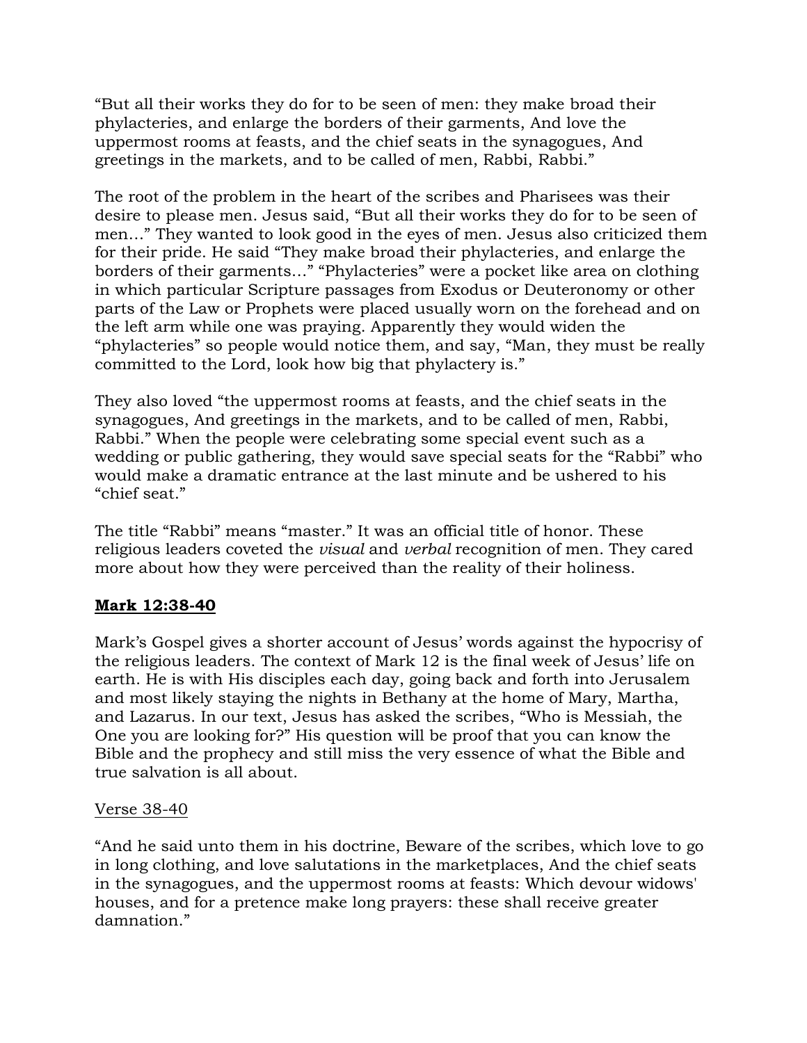"But all their works they do for to be seen of men: they make broad their phylacteries, and enlarge the borders of their garments, And love the uppermost rooms at feasts, and the chief seats in the synagogues, And greetings in the markets, and to be called of men, Rabbi, Rabbi."

The root of the problem in the heart of the scribes and Pharisees was their desire to please men. Jesus said, "But all their works they do for to be seen of men…" They wanted to look good in the eyes of men. Jesus also criticized them for their pride. He said "They make broad their phylacteries, and enlarge the borders of their garments…" "Phylacteries" were a pocket like area on clothing in which particular Scripture passages from Exodus or Deuteronomy or other parts of the Law or Prophets were placed usually worn on the forehead and on the left arm while one was praying. Apparently they would widen the "phylacteries" so people would notice them, and say, "Man, they must be really committed to the Lord, look how big that phylactery is."

They also loved "the uppermost rooms at feasts, and the chief seats in the synagogues, And greetings in the markets, and to be called of men, Rabbi, Rabbi." When the people were celebrating some special event such as a wedding or public gathering, they would save special seats for the "Rabbi" who would make a dramatic entrance at the last minute and be ushered to his "chief seat."

The title "Rabbi" means "master." It was an official title of honor. These religious leaders coveted the *visual* and *verbal* recognition of men. They cared more about how they were perceived than the reality of their holiness.

## Mark 12:38-40

Mark's Gospel gives a shorter account of Jesus' words against the hypocrisy of the religious leaders. The context of Mark 12 is the final week of Jesus' life on earth. He is with His disciples each day, going back and forth into Jerusalem and most likely staying the nights in Bethany at the home of Mary, Martha, and Lazarus. In our text, Jesus has asked the scribes, "Who is Messiah, the One you are looking for?" His question will be proof that you can know the Bible and the prophecy and still miss the very essence of what the Bible and true salvation is all about.

### Verse 38-40

"And he said unto them in his doctrine, Beware of the scribes, which love to go in long clothing, and love salutations in the marketplaces, And the chief seats in the synagogues, and the uppermost rooms at feasts: Which devour widows' houses, and for a pretence make long prayers: these shall receive greater damnation."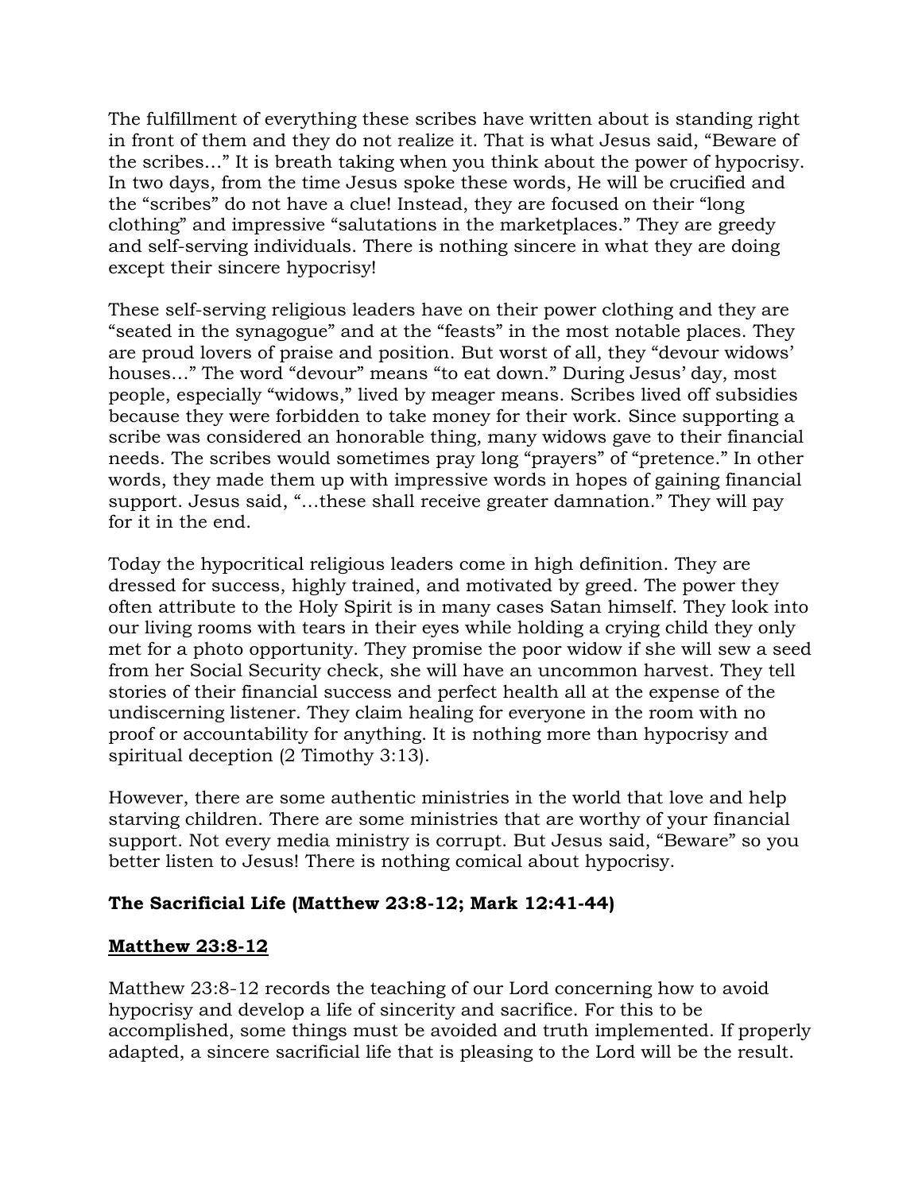The fulfillment of everything these scribes have written about is standing right in front of them and they do not realize it. That is what Jesus said, "Beware of the scribes…" It is breath taking when you think about the power of hypocrisy. In two days, from the time Jesus spoke these words, He will be crucified and the "scribes" do not have a clue! Instead, they are focused on their "long clothing" and impressive "salutations in the marketplaces." They are greedy and self-serving individuals. There is nothing sincere in what they are doing except their sincere hypocrisy!

These self-serving religious leaders have on their power clothing and they are "seated in the synagogue" and at the "feasts" in the most notable places. They are proud lovers of praise and position. But worst of all, they "devour widows' houses…" The word "devour" means "to eat down." During Jesus' day, most people, especially "widows," lived by meager means. Scribes lived off subsidies because they were forbidden to take money for their work. Since supporting a scribe was considered an honorable thing, many widows gave to their financial needs. The scribes would sometimes pray long "prayers" of "pretence." In other words, they made them up with impressive words in hopes of gaining financial support. Jesus said, "…these shall receive greater damnation." They will pay for it in the end.

Today the hypocritical religious leaders come in high definition. They are dressed for success, highly trained, and motivated by greed. The power they often attribute to the Holy Spirit is in many cases Satan himself. They look into our living rooms with tears in their eyes while holding a crying child they only met for a photo opportunity. They promise the poor widow if she will sew a seed from her Social Security check, she will have an uncommon harvest. They tell stories of their financial success and perfect health all at the expense of the undiscerning listener. They claim healing for everyone in the room with no proof or accountability for anything. It is nothing more than hypocrisy and spiritual deception (2 Timothy 3:13).

However, there are some authentic ministries in the world that love and help starving children. There are some ministries that are worthy of your financial support. Not every media ministry is corrupt. But Jesus said, "Beware" so you better listen to Jesus! There is nothing comical about hypocrisy.

## The Sacrificial Life (Matthew 23:8-12; Mark 12:41-44)

### Matthew 23:8-12

Matthew 23:8-12 records the teaching of our Lord concerning how to avoid hypocrisy and develop a life of sincerity and sacrifice. For this to be accomplished, some things must be avoided and truth implemented. If properly adapted, a sincere sacrificial life that is pleasing to the Lord will be the result.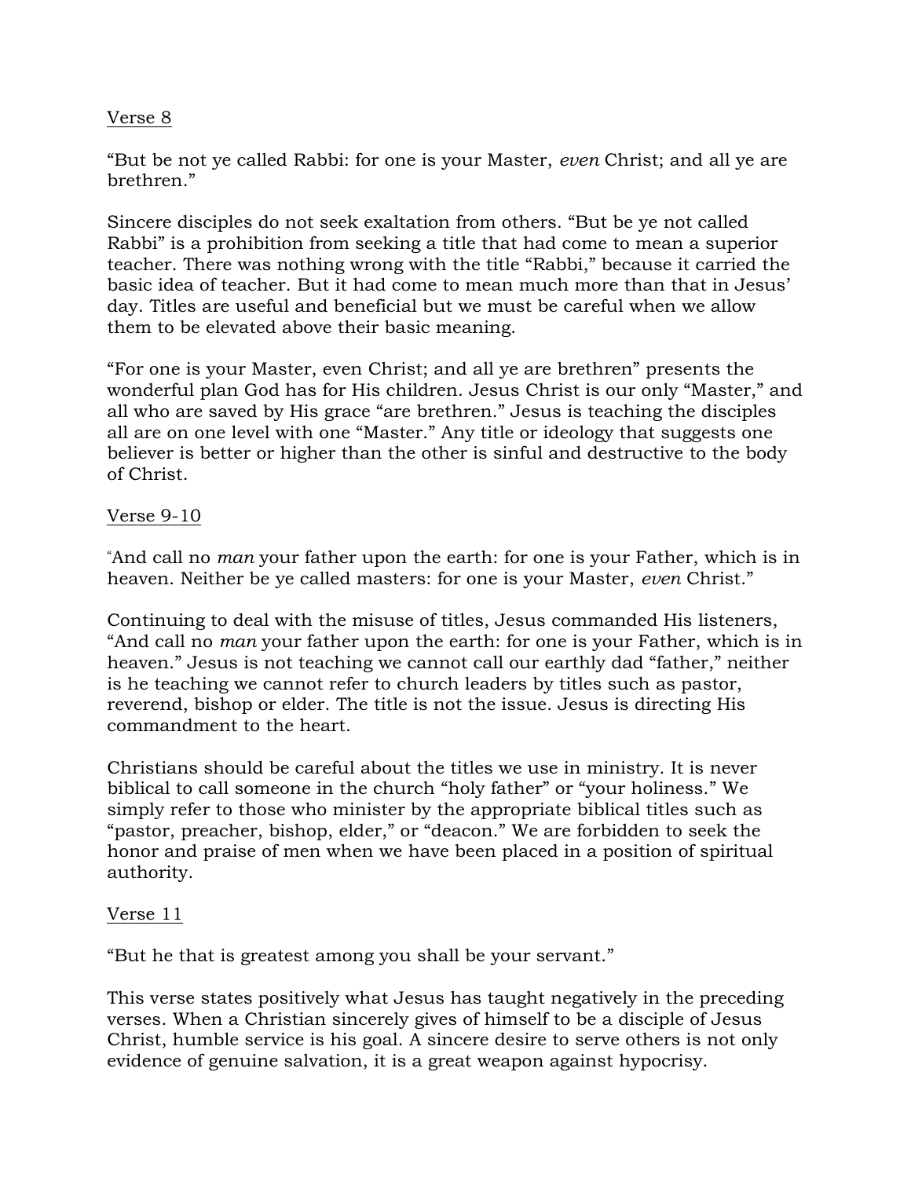Verse 8

"But be not ye called Rabbi: for one is your Master, *even* Christ; and all ye are brethren."

Sincere disciples do not seek exaltation from others. "But be ye not called Rabbi" is a prohibition from seeking a title that had come to mean a superior teacher. There was nothing wrong with the title "Rabbi," because it carried the basic idea of teacher. But it had come to mean much more than that in Jesus' day. Titles are useful and beneficial but we must be careful when we allow them to be elevated above their basic meaning.

"For one is your Master, even Christ; and all ye are brethren" presents the wonderful plan God has for His children. Jesus Christ is our only "Master," and all who are saved by His grace "are brethren." Jesus is teaching the disciples all are on one level with one "Master." Any title or ideology that suggests one believer is better or higher than the other is sinful and destructive to the body of Christ.

Verse 9-10

"And call no *man* your father upon the earth: for one is your Father, which is in heaven. Neither be ye called masters: for one is your Master, *even* Christ."

Continuing to deal with the misuse of titles, Jesus commanded His listeners, "And call no *man* your father upon the earth: for one is your Father, which is in heaven." Jesus is not teaching we cannot call our earthly dad "father," neither is he teaching we cannot refer to church leaders by titles such as pastor, reverend, bishop or elder. The title is not the issue. Jesus is directing His commandment to the heart.

Christians should be careful about the titles we use in ministry. It is never biblical to call someone in the church "holy father" or "your holiness." We simply refer to those who minister by the appropriate biblical titles such as "pastor, preacher, bishop, elder," or "deacon." We are forbidden to seek the honor and praise of men when we have been placed in a position of spiritual authority.

Verse 11

"But he that is greatest among you shall be your servant."

This verse states positively what Jesus has taught negatively in the preceding verses. When a Christian sincerely gives of himself to be a disciple of Jesus Christ, humble service is his goal. A sincere desire to serve others is not only evidence of genuine salvation, it is a great weapon against hypocrisy.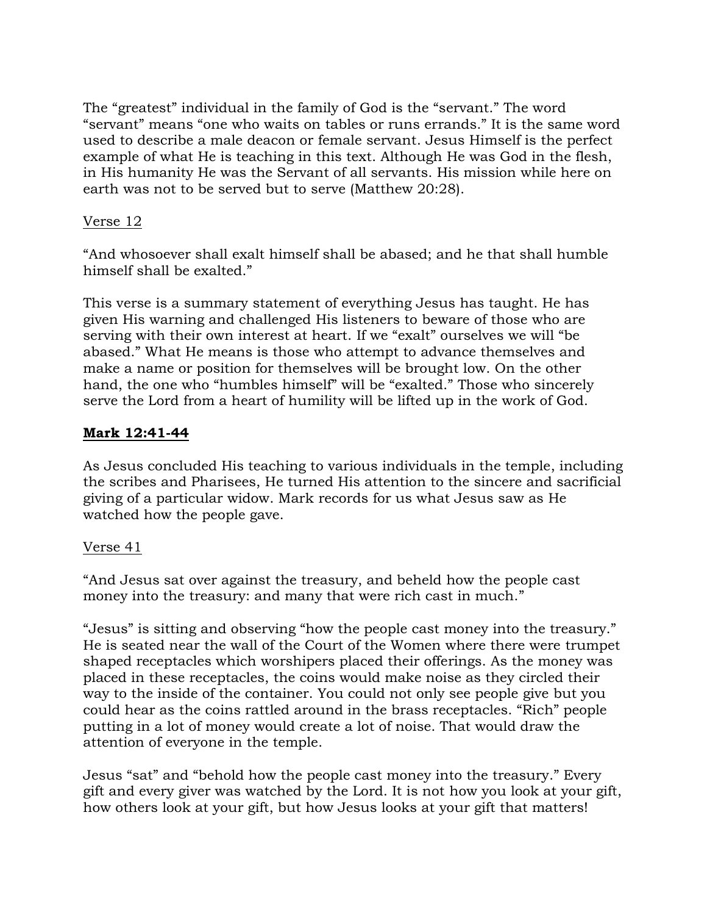The "greatest" individual in the family of God is the "servant." The word "servant" means "one who waits on tables or runs errands." It is the same word used to describe a male deacon or female servant. Jesus Himself is the perfect example of what He is teaching in this text. Although He was God in the flesh, in His humanity He was the Servant of all servants. His mission while here on earth was not to be served but to serve (Matthew 20:28).

<u>Verse 12</u>

"And whosoever shall exalt himself shall be abased; and he that shall humble himself shall be exalted."

This verse is a summary statement of everything Jesus has taught. He has given His warning and challenged His listeners to beware of those who are serving with their own interest at heart. If we "exalt" ourselves we will "be abased." What He means is those who attempt to advance themselves and make a name or position for themselves will be brought low. On the other hand, the one who "humbles himself" will be "exalted." Those who sincerely serve the Lord from a heart of humility will be lifted up in the work of God.

**<u>Mark 12:41-44</u>**

As Jesus concluded His teaching to various individuals in the temple, including the scribes and Pharisees, He turned His attention to the sincere and sacrificial giving of a particular widow. Mark records for us what Jesus saw as He watched how the people gave.

<u>Verse 41</u>

"And Jesus sat over against the treasury, and beheld how the people cast money into the treasury: and many that were rich cast in much."

"Jesus" is sitting and observing "how the people cast money into the treasury." He is seated near the wall of the Court of the Women where there were trumpet shaped receptacles which worshipers placed their offerings. As the money was placed in these receptacles, the coins would make noise as they circled their way to the inside of the container. You could not only see people give but you could hear as the coins rattled around in the brass receptacles. "Rich" people putting in a lot of money would create a lot of noise. That would draw the attention of everyone in the temple.

Jesus "sat" and "behold how the people cast money into the treasury." Every gift and every giver was watched by the Lord. It is not how you look at your gift, how others look at your gift, but how Jesus looks at your gift that matters!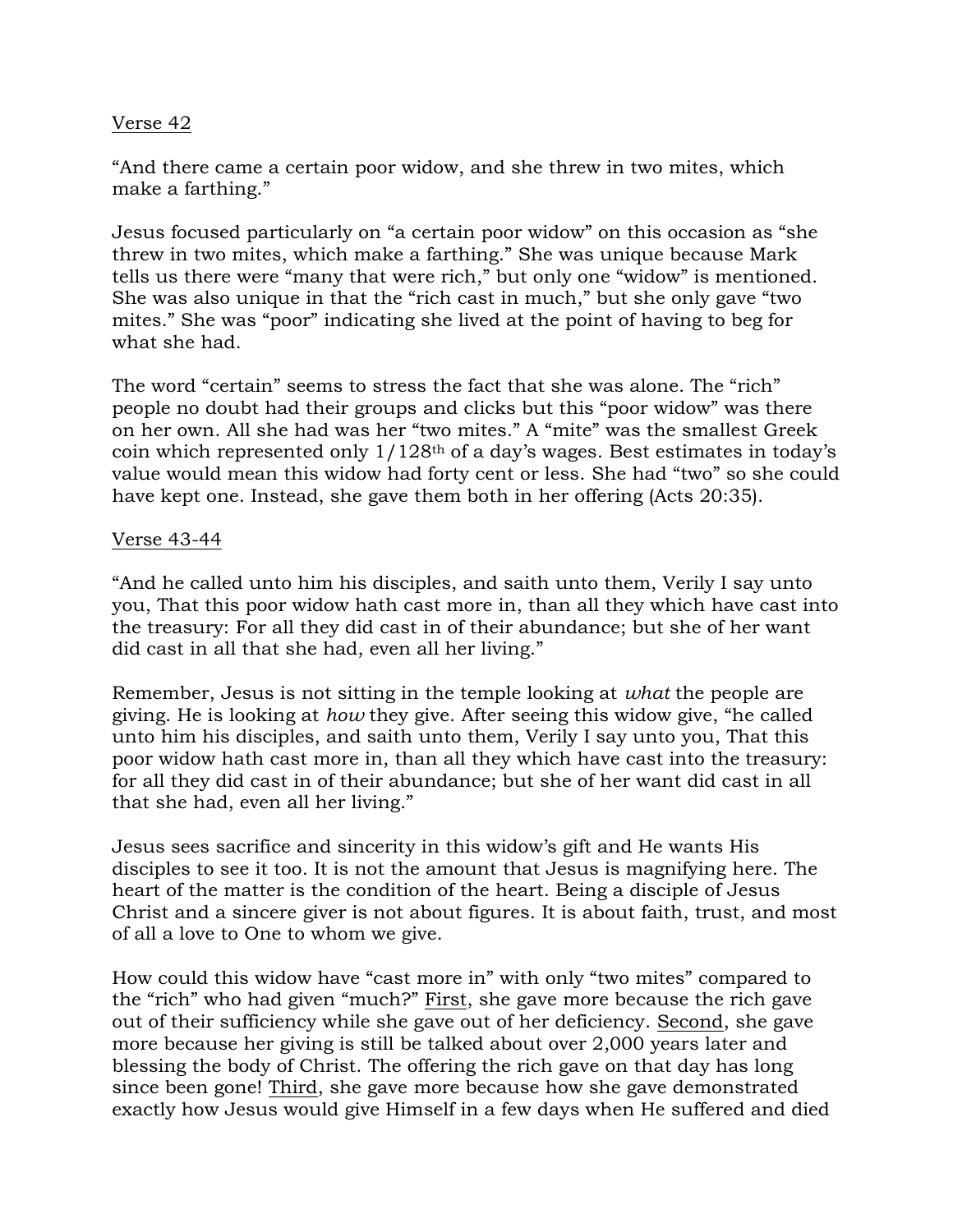<u>Verse 42</u>

"And there came a certain poor widow, and she threw in two mites, which make a farthing."

Jesus focused particularly on "a certain poor widow" on this occasion as "she threw in two mites, which make a farthing." She was unique because Mark tells us there were "many that were rich," but only one "widow" is mentioned. She was also unique in that the "rich cast in much," but she only gave "two mites." She was "poor" indicating she lived at the point of having to beg for what she had.

The word "certain" seems to stress the fact that she was alone. The "rich" people no doubt had their groups and clicks but this "poor widow" was there on her own. All she had was her "two mites." A "mite" was the smallest Greek coin which represented only 1/128th of a day's wages. Best estimates in today's value would mean this widow had forty cent or less. She had "two" so she could have kept one. Instead, she gave them both in her offering (Acts 20:35).

<u>Verse 43-44</u>

"And he called unto him his disciples, and saith unto them, Verily I say unto you, That this poor widow hath cast more in, than all they which have cast into the treasury: For all they did cast in of their abundance; but she of her want did cast in all that she had, even all her living."

Remember, Jesus is not sitting in the temple looking at *what* the people are giving. He is looking at *how* they give. After seeing this widow give, "he called unto him his disciples, and saith unto them, Verily I say unto you, That this poor widow hath cast more in, than all they which have cast into the treasury: for all they did cast in of their abundance; but she of her want did cast in all that she had, even all her living."

Jesus sees sacrifice and sincerity in this widow's gift and He wants His disciples to see it too. It is not the amount that Jesus is magnifying here. The heart of the matter is the condition of the heart. Being a disciple of Jesus Christ and a sincere giver is not about figures. It is about faith, trust, and most of all a love to One to whom we give.

How could this widow have "cast more in" with only "two mites" compared to the "rich" who had given "much?" <u>First</u>, she gave more because the rich gave out of their sufficiency while she gave out of her deficiency. <u>Second</u>, she gave more because her giving is still be talked about over 2,000 years later and blessing the body of Christ. The offering the rich gave on that day has long since been gone! <u>Third</u>, she gave more because how she gave demonstrated exactly how Jesus would give Himself in a few days when He suffered and died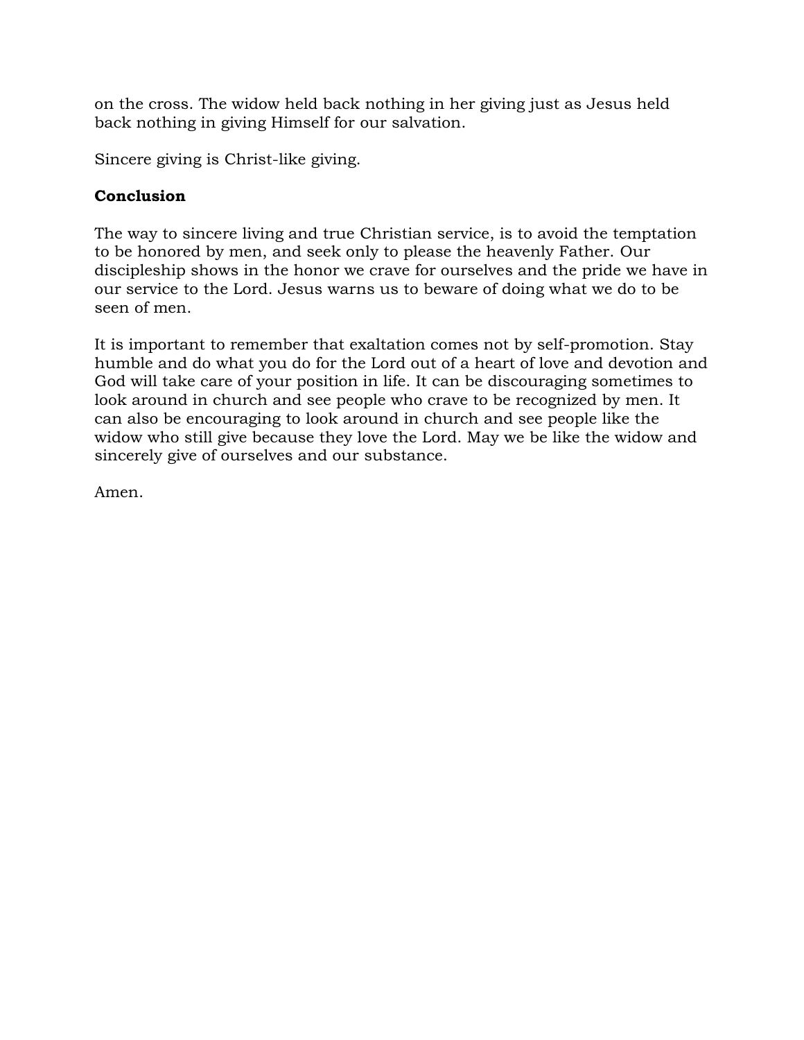on the cross. The widow held back nothing in her giving just as Jesus held back nothing in giving Himself for our salvation.

Sincere giving is Christ-like giving.

**Conclusion**

The way to sincere living and true Christian service, is to avoid the temptation to be honored by men, and seek only to please the heavenly Father. Our discipleship shows in the honor we crave for ourselves and the pride we have in our service to the Lord. Jesus warns us to beware of doing what we do to be seen of men.

It is important to remember that exaltation comes not by self-promotion. Stay humble and do what you do for the Lord out of a heart of love and devotion and God will take care of your position in life. It can be discouraging sometimes to look around in church and see people who crave to be recognized by men. It can also be encouraging to look around in church and see people like the widow who still give because they love the Lord. May we be like the widow and sincerely give of ourselves and our substance.

Amen.